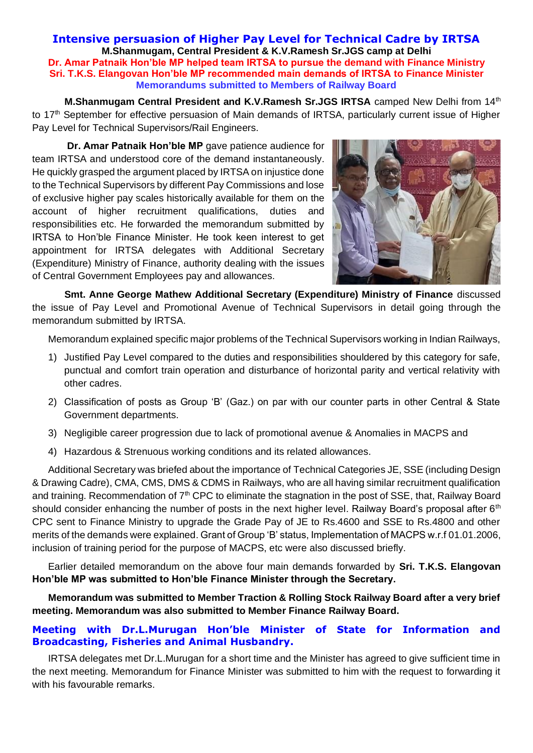# Intensive persuasion of Higher Pay Level for Technical Cadre by IRTSA

**M.Shanmugam, Central President & K.V.Ramesh Sr.JGS camp at Delhi**

**Dr. Amar Patnaik Hon'ble MP helped team IRTSA to pursue the demand with Finance Ministry**

**Sri. T.K.S. Elangovan Hon'ble MP recommended main demands of IRTSA to Finance Minister**

**Memorandums submitted to Members of Railway Board**

**M.Shanmugam Central President and K.V.Ramesh Sr.JGS IRTSA** camped New Delhi from 14th to 17th September for effective persuasion of Main demands of IRTSA, particularly current issue of Higher Pay Level for Technical Supervisors/Rail Engineers.

**Dr. Amar Patnaik Hon'ble MP** gave patience audience for team IRTSA and understood core of the demand instantaneously. He quickly grasped the argument placed by IRTSA on injustice done to the Technical Supervisors by different Pay Commissions and lose of exclusive higher pay scales historically available for them on the account of higher recruitment qualifications, duties and responsibilities etc. He forwarded the memorandum submitted by IRTSA to Hon'ble Finance Minister. He took keen interest to get appointment for IRTSA delegates with Additional Secretary (Expenditure) Ministry of Finance, authority dealing with the issues of Central Government Employees pay and allowances.

**Smt. Anne George Mathew Additional Secretary (Expenditure) Ministry of Finance** discussed the issue of Pay Level and Promotional Avenue of Technical Supervisors in detail going through the memorandum submitted by IRTSA.

Memorandum explained specific major problems of the Technical Supervisors working in Indian Railways,

1) Justified Pay Level compared to the duties and responsibilities shouldered by this category for safe, punctual and comfort train operation and disturbance of horizontal parity and vertical relativity with other cadres.
2) Classification of posts as Group 'B' (Gaz.) on par with our counter parts in other Central & State Government departments.
3) Negligible career progression due to lack of promotional avenue & Anomalies in MACPS and
4) Hazardous & Strenuous working conditions and its related allowances.

Additional Secretary was briefed about the importance of Technical Categories JE, SSE (including Design & Drawing Cadre), CMA, CMS, DMS & CDMS in Railways, who are all having similar recruitment qualification and training. Recommendation of 7th CPC to eliminate the stagnation in the post of SSE, that, Railway Board should consider enhancing the number of posts in the next higher level. Railway Board's proposal after 6th CPC sent to Finance Ministry to upgrade the Grade Pay of JE to Rs.4600 and SSE to Rs.4800 and other merits of the demands were explained. Grant of Group 'B' status, Implementation of MACPS w.r.f 01.01.2006, inclusion of training period for the purpose of MACPS, etc were also discussed briefly.

Earlier detailed memorandum on the above four main demands forwarded by **Sri. T.K.S. Elangovan Hon'ble MP was submitted to Hon'ble Finance Minister through the Secretary.**

**Memorandum was submitted to Member Traction & Rolling Stock Railway Board after a very brief meeting. Memorandum was also submitted to Member Finance Railway Board.**

## Meeting with Dr.L.Murugan Hon'ble Minister of State for Information and Broadcasting, Fisheries and Animal Husbandry.

IRTSA delegates met Dr.L.Murugan for a short time and the Minister has agreed to give sufficient time in the next meeting. Memorandum for Finance Minister was submitted to him with the request to forwarding it with his favourable remarks.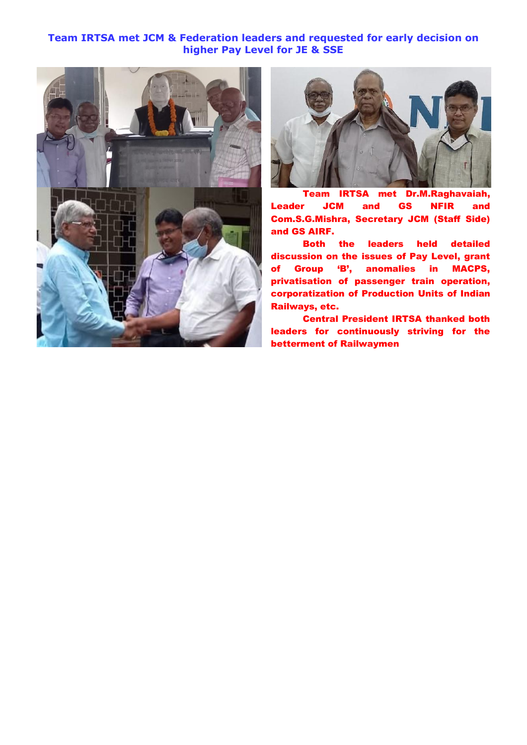**Team IRTSA met JCM & Federation leaders and requested for early decision on higher Pay Level for JE & SSE**

**Team IRTSA met Dr.M.Raghavaiah, Leader JCM and GS NFIR and Com.S.G.Mishra, Secretary JCM (Staff Side) and GS AIRF.**

**Both the leaders held detailed discussion on the issues of Pay Level, grant of Group 'B', anomalies in MACPS, privatisation of passenger train operation, corporatization of Production Units of Indian Railways, etc.**

**Central President IRTSA thanked both leaders for continuously striving for the betterment of Railwaymen**